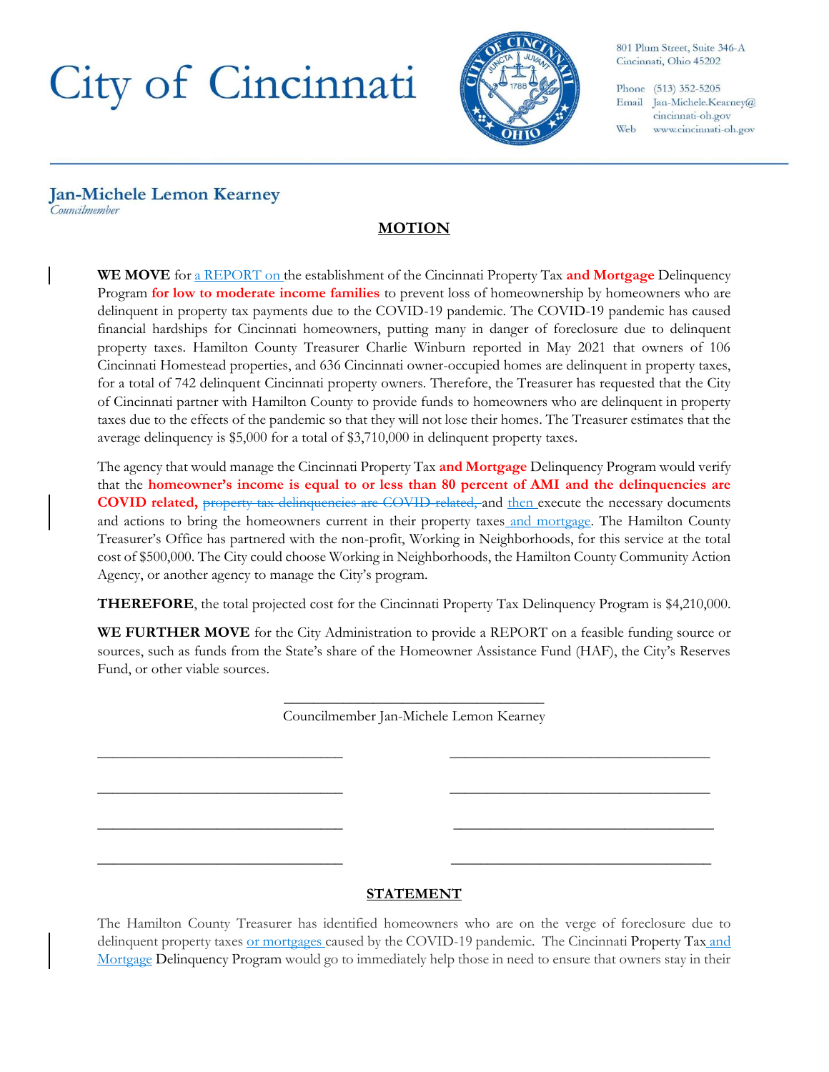# City of Cincinnati

801 Plum Street, Suite 346-A
Cincinnati, Ohio 45202

Phone (513) 352-5205
Email Jan-Michele.Kearney@cincinnati-oh.gov
Web www.cincinnati-oh.gov

**Jan-Michele Lemon Kearney**
*Councilmember*

## MOTION

**WE MOVE** for a REPORT on the establishment of the Cincinnati Property Tax **and Mortgage** Delinquency Program **for low to moderate income families** to prevent loss of homeownership by homeowners who are delinquent in property tax payments due to the COVID-19 pandemic. The COVID-19 pandemic has caused financial hardships for Cincinnati homeowners, putting many in danger of foreclosure due to delinquent property taxes. Hamilton County Treasurer Charlie Winburn reported in May 2021 that owners of 106 Cincinnati Homestead properties, and 636 Cincinnati owner-occupied homes are delinquent in property taxes, for a total of 742 delinquent Cincinnati property owners. Therefore, the Treasurer has requested that the City of Cincinnati partner with Hamilton County to provide funds to homeowners who are delinquent in property taxes due to the effects of the pandemic so that they will not lose their homes. The Treasurer estimates that the average delinquency is $5,000 for a total of $3,710,000 in delinquent property taxes.

The agency that would manage the Cincinnati Property Tax **and Mortgage** Delinquency Program would verify that the **homeowner's income is equal to or less than 80 percent of AMI and the delinquencies are COVID related,** ~~property tax delinquencies are COVID-related,~~ and then execute the necessary documents and actions to bring the homeowners current in their property taxes and mortgage. The Hamilton County Treasurer's Office has partnered with the non-profit, Working in Neighborhoods, for this service at the total cost of $500,000. The City could choose Working in Neighborhoods, the Hamilton County Community Action Agency, or another agency to manage the City's program.

**THEREFORE**, the total projected cost for the Cincinnati Property Tax Delinquency Program is $4,210,000.

**WE FURTHER MOVE** for the City Administration to provide a REPORT on a feasible funding source or sources, such as funds from the State's share of the Homeowner Assistance Fund (HAF), the City's Reserves Fund, or other viable sources.

\_\_\_\_\_\_\_\_\_\_\_\_\_\_\_\_\_\_\_\_\_\_\_\_\_\_\_\_\_\_\_\_\_\_\_
Councilmember Jan-Michele Lemon Kearney

\_\_\_\_\_\_\_\_\_\_\_\_\_\_\_\_\_\_\_\_\_\_\_\_\_\_\_\_\_\_\_\_\_\_\_ \_\_\_\_\_\_\_\_\_\_\_\_\_\_\_\_\_\_\_\_\_\_\_\_\_\_\_\_\_\_\_\_\_\_\_

\_\_\_\_\_\_\_\_\_\_\_\_\_\_\_\_\_\_\_\_\_\_\_\_\_\_\_\_\_\_\_\_\_\_\_ \_\_\_\_\_\_\_\_\_\_\_\_\_\_\_\_\_\_\_\_\_\_\_\_\_\_\_\_\_\_\_\_\_\_\_

\_\_\_\_\_\_\_\_\_\_\_\_\_\_\_\_\_\_\_\_\_\_\_\_\_\_\_\_\_\_\_\_\_\_\_ \_\_\_\_\_\_\_\_\_\_\_\_\_\_\_\_\_\_\_\_\_\_\_\_\_\_\_\_\_\_\_\_\_\_\_

\_\_\_\_\_\_\_\_\_\_\_\_\_\_\_\_\_\_\_\_\_\_\_\_\_\_\_\_\_\_\_\_\_\_\_ \_\_\_\_\_\_\_\_\_\_\_\_\_\_\_\_\_\_\_\_\_\_\_\_\_\_\_\_\_\_\_\_\_\_\_

## STATEMENT

The Hamilton County Treasurer has identified homeowners who are on the verge of foreclosure due to delinquent property taxes or mortgages caused by the COVID-19 pandemic. The Cincinnati Property Tax and Mortgage Delinquency Program would go to immediately help those in need to ensure that owners stay in their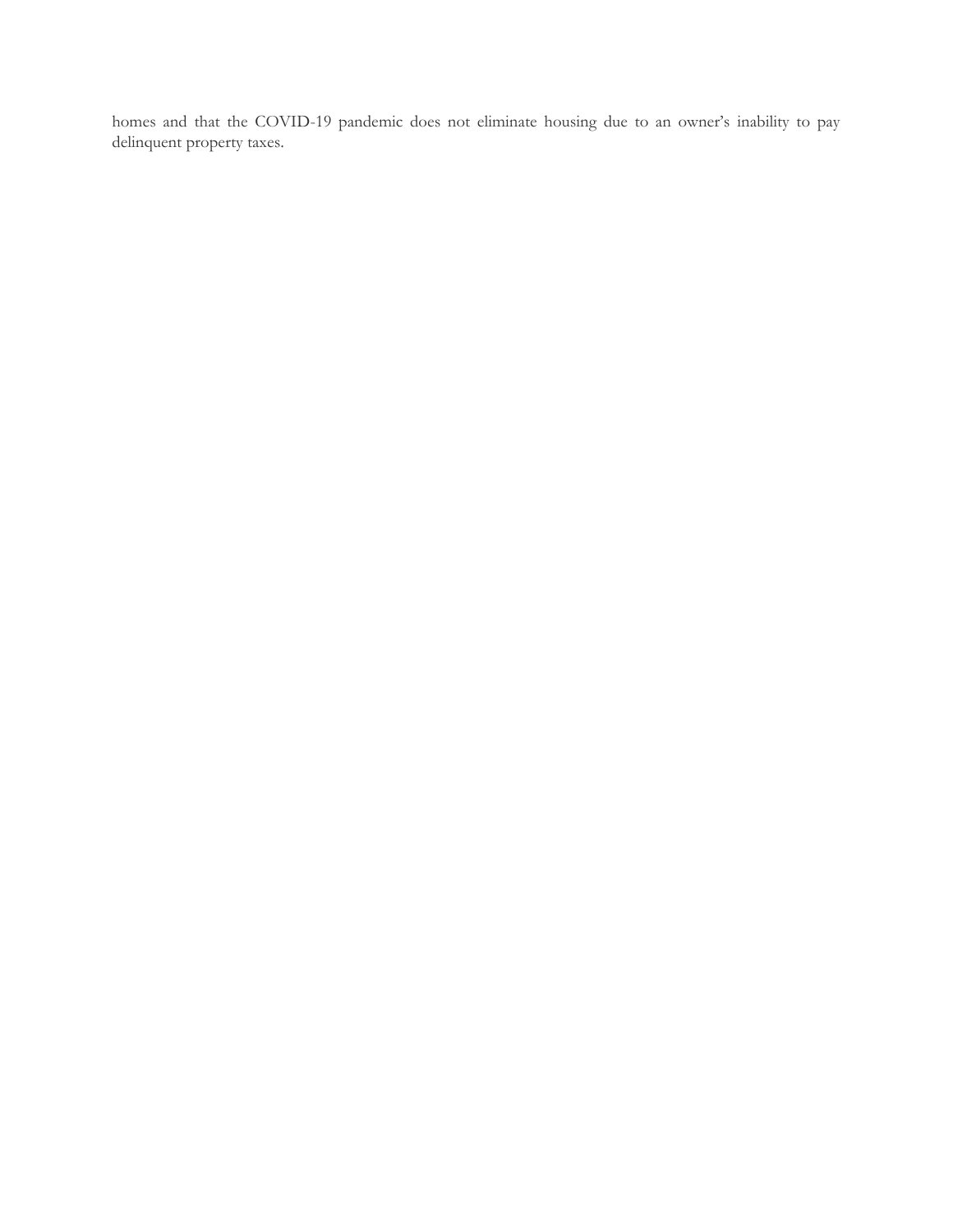homes and that the COVID-19 pandemic does not eliminate housing due to an owner's inability to pay delinquent property taxes.